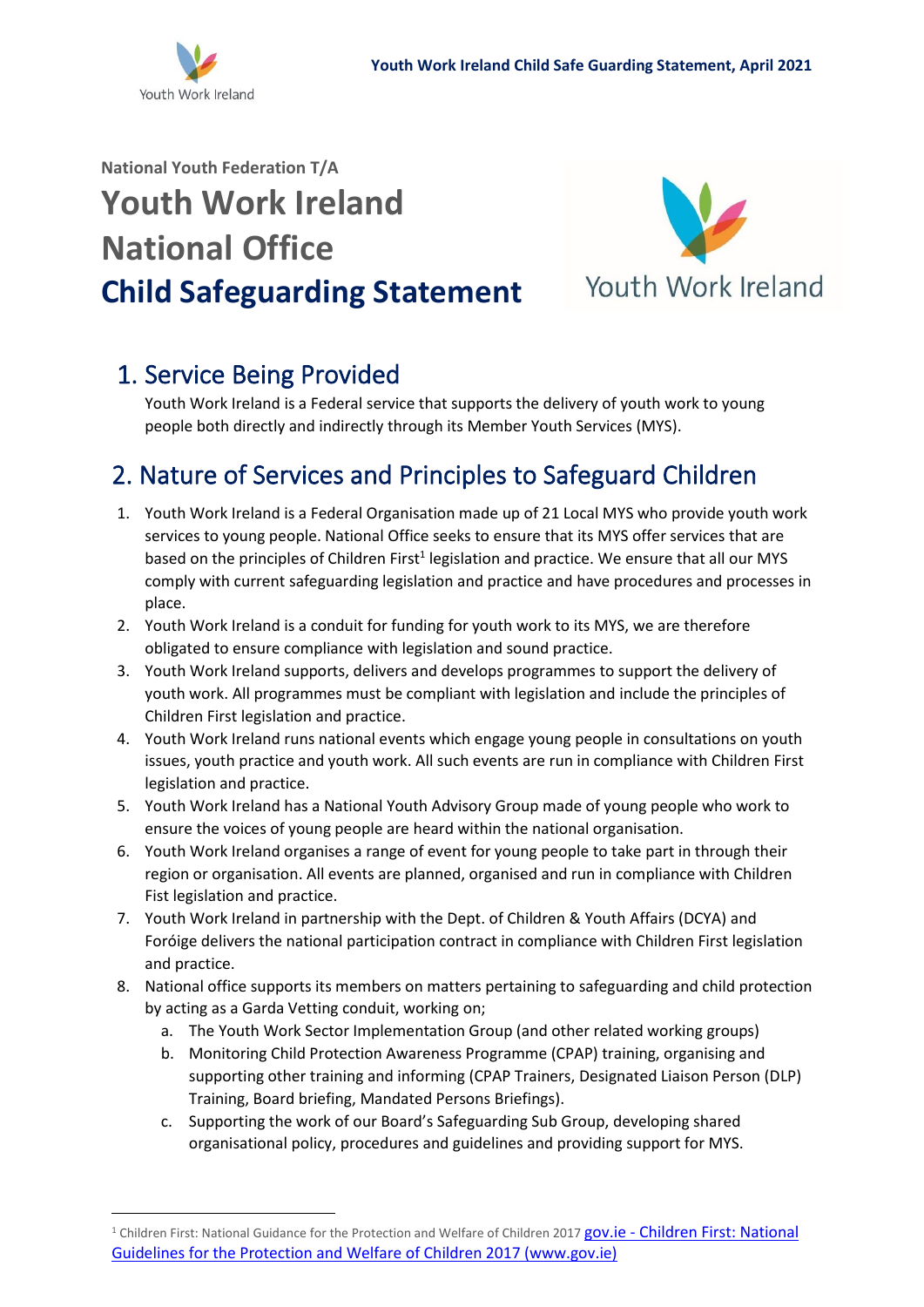National Youth Federation T/A

# Youth Work Ireland National Office Child Safeguarding Statement

## 1. Service Being Provided

Youth Work Ireland is a Federal service that supports the delivery of youth work to young people both directly and indirectly through its Member Youth Services (MYS).

## 2. Nature of Services and Principles to Safeguard Children

1. Youth Work Ireland is a Federal Organisation made up of 21 Local MYS who provide youth work services to young people. National Office seeks to ensure that its MYS offer services that are based on the principles of Children First[1] legislation and practice. We ensure that all our MYS comply with current safeguarding legislation and practice and have procedures and processes in place.
2. Youth Work Ireland is a conduit for funding for youth work to its MYS, we are therefore obligated to ensure compliance with legislation and sound practice.
3. Youth Work Ireland supports, delivers and develops programmes to support the delivery of youth work. All programmes must be compliant with legislation and include the principles of Children First legislation and practice.
4. Youth Work Ireland runs national events which engage young people in consultations on youth issues, youth practice and youth work. All such events are run in compliance with Children First legislation and practice.
5. Youth Work Ireland has a National Youth Advisory Group made of young people who work to ensure the voices of young people are heard within the national organisation.
6. Youth Work Ireland organises a range of event for young people to take part in through their region or organisation. All events are planned, organised and run in compliance with Children Fist legislation and practice.
7. Youth Work Ireland in partnership with the Dept. of Children & Youth Affairs (DCYA) and Foróige delivers the national participation contract in compliance with Children First legislation and practice.
8. National office supports its members on matters pertaining to safeguarding and child protection by acting as a Garda Vetting conduit, working on;
   a. The Youth Work Sector Implementation Group (and other related working groups)
   b. Monitoring Child Protection Awareness Programme (CPAP) training, organising and supporting other training and informing (CPAP Trainers, Designated Liaison Person (DLP) Training, Board briefing, Mandated Persons Briefings).
   c. Supporting the work of our Board's Safeguarding Sub Group, developing shared organisational policy, procedures and guidelines and providing support for MYS.

---

[1] Children First: National Guidance for the Protection and Welfare of Children 2017 [gov.ie - Children First: National Guidelines for the Protection and Welfare of Children 2017 (www.gov.ie)](https://www.gov.ie)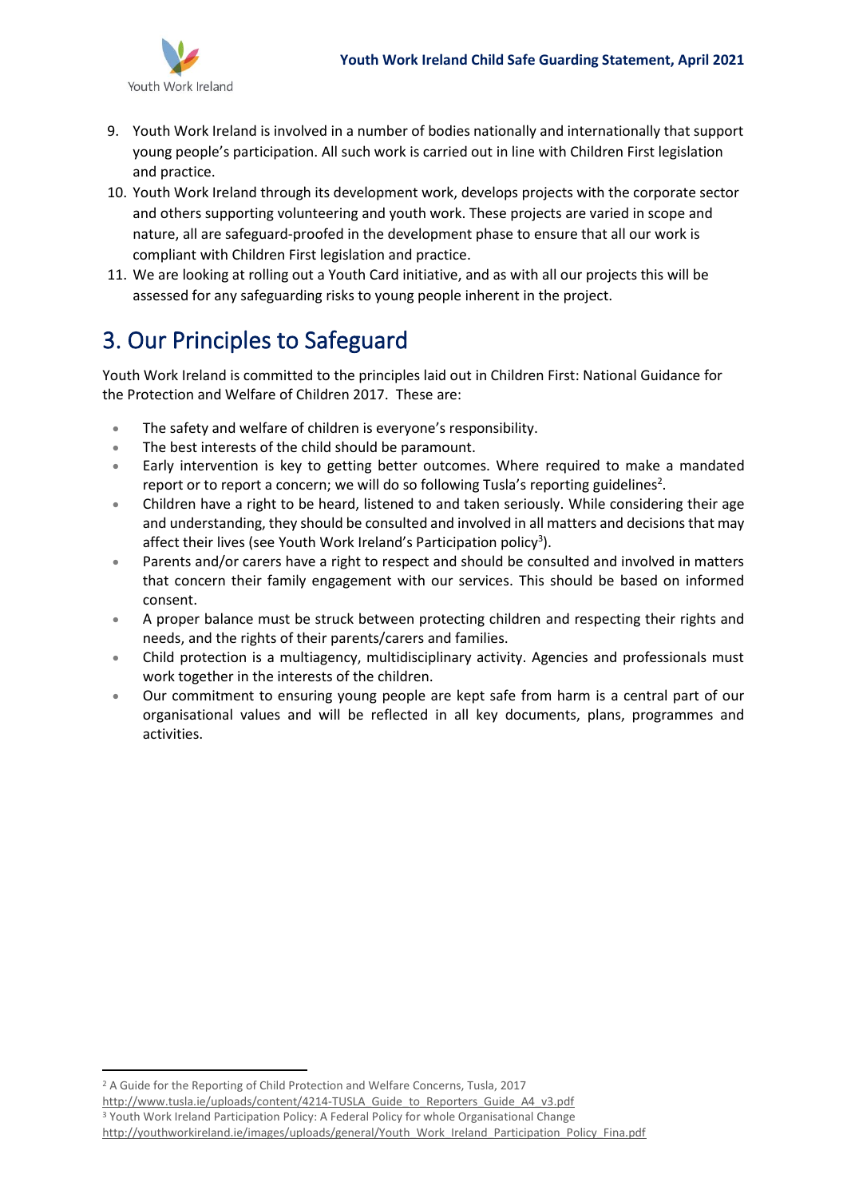9. Youth Work Ireland is involved in a number of bodies nationally and internationally that support young people's participation. All such work is carried out in line with Children First legislation and practice.
10. Youth Work Ireland through its development work, develops projects with the corporate sector and others supporting volunteering and youth work. These projects are varied in scope and nature, all are safeguard-proofed in the development phase to ensure that all our work is compliant with Children First legislation and practice.
11. We are looking at rolling out a Youth Card initiative, and as with all our projects this will be assessed for any safeguarding risks to young people inherent in the project.

# 3. Our Principles to Safeguard

Youth Work Ireland is committed to the principles laid out in Children First: National Guidance for the Protection and Welfare of Children 2017. These are:

- The safety and welfare of children is everyone's responsibility.
- The best interests of the child should be paramount.
- Early intervention is key to getting better outcomes. Where required to make a mandated report or to report a concern; we will do so following Tusla's reporting guidelines[2].
- Children have a right to be heard, listened to and taken seriously. While considering their age and understanding, they should be consulted and involved in all matters and decisions that may affect their lives (see Youth Work Ireland's Participation policy[3]).
- Parents and/or carers have a right to respect and should be consulted and involved in matters that concern their family engagement with our services. This should be based on informed consent.
- A proper balance must be struck between protecting children and respecting their rights and needs, and the rights of their parents/carers and families.
- Child protection is a multiagency, multidisciplinary activity. Agencies and professionals must work together in the interests of the children.
- Our commitment to ensuring young people are kept safe from harm is a central part of our organisational values and will be reflected in all key documents, plans, programmes and activities.

---

[2] A Guide for the Reporting of Child Protection and Welfare Concerns, Tusla, 2017 http://www.tusla.ie/uploads/content/4214-TUSLA_Guide_to_Reporters_Guide_A4_v3.pdf

[3] Youth Work Ireland Participation Policy: A Federal Policy for whole Organisational Change http://youthworkireland.ie/images/uploads/general/Youth_Work_Ireland_Participation_Policy_Fina.pdf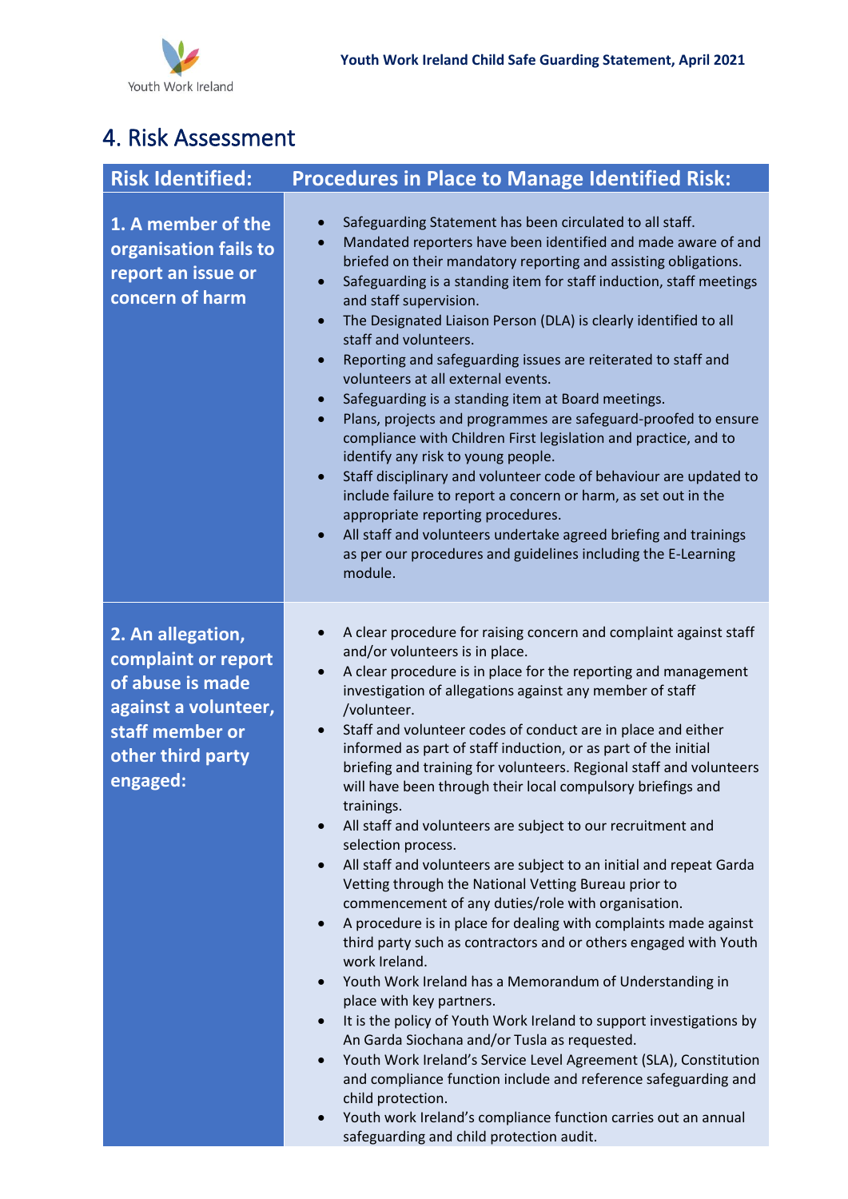# 4. Risk Assessment

| Risk Identified: | Procedures in Place to Manage Identified Risk: |
|---|---|
| **1. A member of the organisation fails to report an issue or concern of harm** | • Safeguarding Statement has been circulated to all staff.<br>• Mandated reporters have been identified and made aware of and briefed on their mandatory reporting and assisting obligations.<br>• Safeguarding is a standing item for staff induction, staff meetings and staff supervision.<br>• The Designated Liaison Person (DLA) is clearly identified to all staff and volunteers.<br>• Reporting and safeguarding issues are reiterated to staff and volunteers at all external events.<br>• Safeguarding is a standing item at Board meetings.<br>• Plans, projects and programmes are safeguard-proofed to ensure compliance with Children First legislation and practice, and to identify any risk to young people.<br>• Staff disciplinary and volunteer code of behaviour are updated to include failure to report a concern or harm, as set out in the appropriate reporting procedures.<br>• All staff and volunteers undertake agreed briefing and trainings as per our procedures and guidelines including the E-Learning module. |
| **2. An allegation, complaint or report of abuse is made against a volunteer, staff member or other third party engaged:** | • A clear procedure for raising concern and complaint against staff and/or volunteers is in place.<br>• A clear procedure is in place for the reporting and management investigation of allegations against any member of staff /volunteer.<br>• Staff and volunteer codes of conduct are in place and either informed as part of staff induction, or as part of the initial briefing and training for volunteers. Regional staff and volunteers will have been through their local compulsory briefings and trainings.<br>• All staff and volunteers are subject to our recruitment and selection process.<br>• All staff and volunteers are subject to an initial and repeat Garda Vetting through the National Vetting Bureau prior to commencement of any duties/role with organisation.<br>• A procedure is in place for dealing with complaints made against third party such as contractors and or others engaged with Youth work Ireland.<br>• Youth Work Ireland has a Memorandum of Understanding in place with key partners.<br>• It is the policy of Youth Work Ireland to support investigations by An Garda Siochana and/or Tusla as requested.<br>• Youth Work Ireland's Service Level Agreement (SLA), Constitution and compliance function include and reference safeguarding and child protection.<br>• Youth work Ireland's compliance function carries out an annual safeguarding and child protection audit. |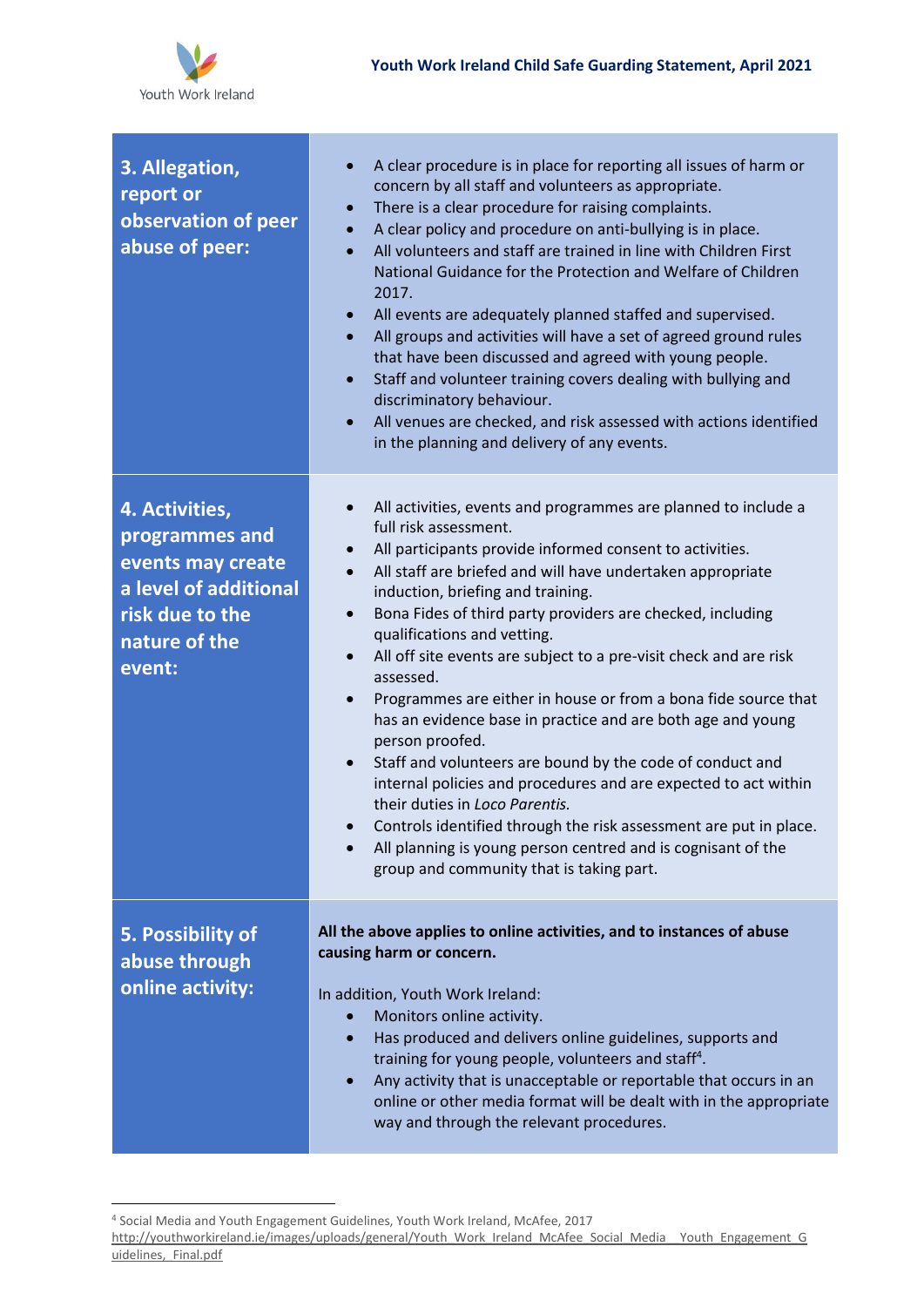| 3. Allegation, report or observation of peer abuse of peer: | • A clear procedure is in place for reporting all issues of harm or concern by all staff and volunteers as appropriate.<br>• There is a clear procedure for raising complaints.<br>• A clear policy and procedure on anti-bullying is in place.<br>• All volunteers and staff are trained in line with Children First National Guidance for the Protection and Welfare of Children 2017.<br>• All events are adequately planned staffed and supervised.<br>• All groups and activities will have a set of agreed ground rules that have been discussed and agreed with young people.<br>• Staff and volunteer training covers dealing with bullying and discriminatory behaviour.<br>• All venues are checked, and risk assessed with actions identified in the planning and delivery of any events. |
|---|---|
| **4. Activities, programmes and events may create a level of additional risk due to the nature of the event:** | • All activities, events and programmes are planned to include a full risk assessment.<br>• All participants provide informed consent to activities.<br>• All staff are briefed and will have undertaken appropriate induction, briefing and training.<br>• Bona Fides of third party providers are checked, including qualifications and vetting.<br>• All off site events are subject to a pre-visit check and are risk assessed.<br>• Programmes are either in house or from a bona fide source that has an evidence base in practice and are both age and young person proofed.<br>• Staff and volunteers are bound by the code of conduct and internal policies and procedures and are expected to act within their duties in *Loco Parentis.*<br>• Controls identified through the risk assessment are put in place.<br>• All planning is young person centred and is cognisant of the group and community that is taking part. |
| **5. Possibility of abuse through online activity:** | **All the above applies to online activities, and to instances of abuse causing harm or concern.**<br><br>In addition, Youth Work Ireland:<br>• Monitors online activity.<br>• Has produced and delivers online guidelines, supports and training for young people, volunteers and staff[4].<br>• Any activity that is unacceptable or reportable that occurs in an online or other media format will be dealt with in the appropriate way and through the relevant procedures. |

[4] Social Media and Youth Engagement Guidelines, Youth Work Ireland, McAfee, 2017 http://youthworkireland.ie/images/uploads/general/Youth_Work_Ireland_McAfee_Social_Media__Youth_Engagement_Guidelines,_Final.pdf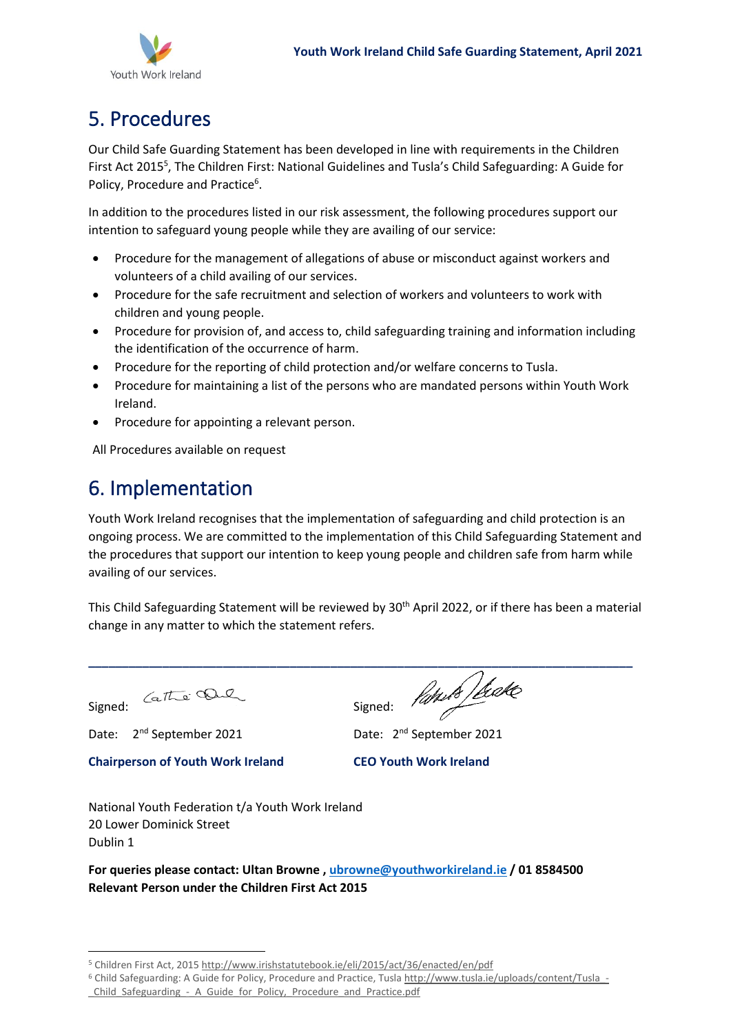## 5. Procedures

Our Child Safe Guarding Statement has been developed in line with requirements in the Children First Act 2015[5], The Children First: National Guidelines and Tusla's Child Safeguarding: A Guide for Policy, Procedure and Practice[6].

In addition to the procedures listed in our risk assessment, the following procedures support our intention to safeguard young people while they are availing of our service:

- Procedure for the management of allegations of abuse or misconduct against workers and volunteers of a child availing of our services.
- Procedure for the safe recruitment and selection of workers and volunteers to work with children and young people.
- Procedure for provision of, and access to, child safeguarding training and information including the identification of the occurrence of harm.
- Procedure for the reporting of child protection and/or welfare concerns to Tusla.
- Procedure for maintaining a list of the persons who are mandated persons within Youth Work Ireland.
- Procedure for appointing a relevant person.

All Procedures available on request

## 6. Implementation

Youth Work Ireland recognises that the implementation of safeguarding and child protection is an ongoing process. We are committed to the implementation of this Child Safeguarding Statement and the procedures that support our intention to keep young people and children safe from harm while availing of our services.

This Child Safeguarding Statement will be reviewed by 30th April 2022, or if there has been a material change in any matter to which the statement refers.

---

Signed:

Date: 2nd September 2021

**Chairperson of Youth Work Ireland**

Signed:

Date: 2nd September 2021

**CEO Youth Work Ireland**

National Youth Federation t/a Youth Work Ireland
20 Lower Dominick Street
Dublin 1

**For queries please contact: Ultan Browne , ubrowne@youthworkireland.ie / 01 8584500**
**Relevant Person under the Children First Act 2015**

---

[5] Children First Act, 2015 http://www.irishstatutebook.ie/eli/2015/act/36/enacted/en/pdf

[6] Child Safeguarding: A Guide for Policy, Procedure and Practice, Tusla http://www.tusla.ie/uploads/content/Tusla_-_Child_Safeguarding_-_A_Guide_for_Policy,_Procedure_and_Practice.pdf